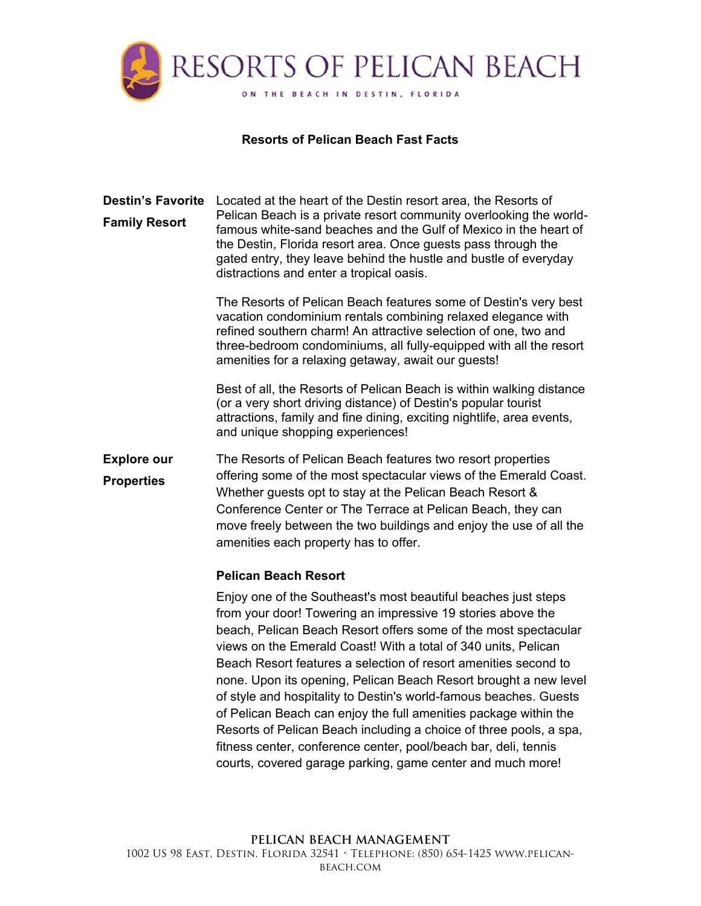# RESORTS OF PELICAN BEACH

ON THE BEACH IN DESTIN, FLORIDA

## Resorts of Pelican Beach Fast Facts

**Destin's Favorite Family Resort**

Located at the heart of the Destin resort area, the Resorts of Pelican Beach is a private resort community overlooking the world-famous white-sand beaches and the Gulf of Mexico in the heart of the Destin, Florida resort area. Once guests pass through the gated entry, they leave behind the hustle and bustle of everyday distractions and enter a tropical oasis.

The Resorts of Pelican Beach features some of Destin's very best vacation condominium rentals combining relaxed elegance with refined southern charm! An attractive selection of one, two and three-bedroom condominiums, all fully-equipped with all the resort amenities for a relaxing getaway, await our guests!

Best of all, the Resorts of Pelican Beach is within walking distance (or a very short driving distance) of Destin's popular tourist attractions, family and fine dining, exciting nightlife, area events, and unique shopping experiences!

**Explore our Properties**

The Resorts of Pelican Beach features two resort properties offering some of the most spectacular views of the Emerald Coast. Whether guests opt to stay at the Pelican Beach Resort & Conference Center or The Terrace at Pelican Beach, they can move freely between the two buildings and enjoy the use of all the amenities each property has to offer.

**Pelican Beach Resort**

Enjoy one of the Southeast's most beautiful beaches just steps from your door! Towering an impressive 19 stories above the beach, Pelican Beach Resort offers some of the most spectacular views on the Emerald Coast! With a total of 340 units, Pelican Beach Resort features a selection of resort amenities second to none. Upon its opening, Pelican Beach Resort brought a new level of style and hospitality to Destin's world-famous beaches. Guests of Pelican Beach can enjoy the full amenities package within the Resorts of Pelican Beach including a choice of three pools, a spa, fitness center, conference center, pool/beach bar, deli, tennis courts, covered garage parking, game center and much more!

PELICAN BEACH MANAGEMENT
1002 US 98 East, Destin, Florida 32541 · Telephone: (850) 654-1425 www.pelican-beach.com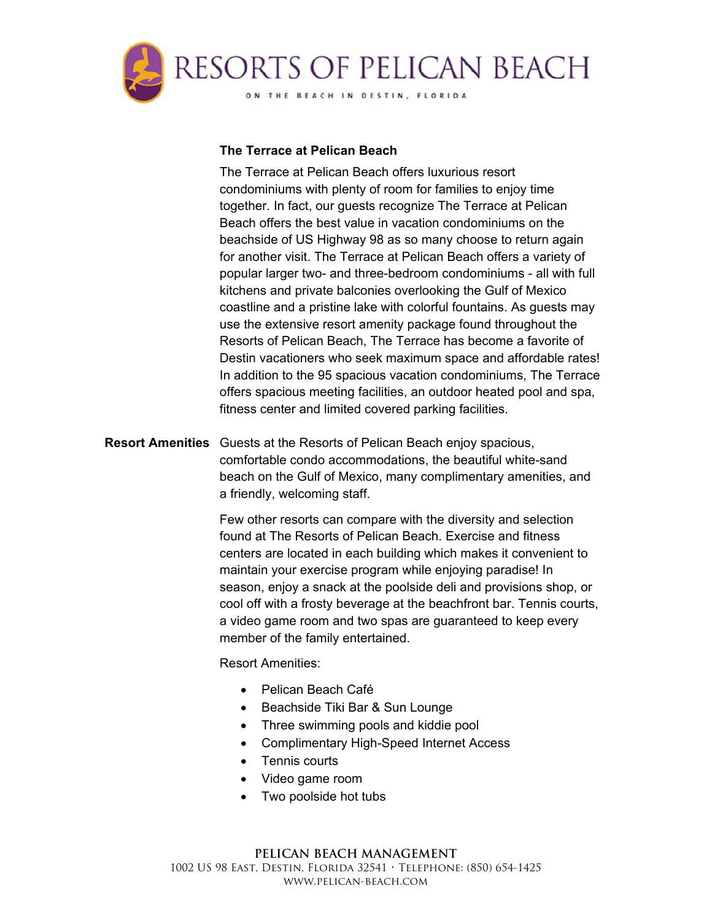## The Terrace at Pelican Beach

The Terrace at Pelican Beach offers luxurious resort condominiums with plenty of room for families to enjoy time together. In fact, our guests recognize The Terrace at Pelican Beach offers the best value in vacation condominiums on the beachside of US Highway 98 as so many choose to return again for another visit. The Terrace at Pelican Beach offers a variety of popular larger two- and three-bedroom condominiums - all with full kitchens and private balconies overlooking the Gulf of Mexico coastline and a pristine lake with colorful fountains. As guests may use the extensive resort amenity package found throughout the Resorts of Pelican Beach, The Terrace has become a favorite of Destin vacationers who seek maximum space and affordable rates! In addition to the 95 spacious vacation condominiums, The Terrace offers spacious meeting facilities, an outdoor heated pool and spa, fitness center and limited covered parking facilities.

**Resort Amenities**

Guests at the Resorts of Pelican Beach enjoy spacious, comfortable condo accommodations, the beautiful white-sand beach on the Gulf of Mexico, many complimentary amenities, and a friendly, welcoming staff.

Few other resorts can compare with the diversity and selection found at The Resorts of Pelican Beach. Exercise and fitness centers are located in each building which makes it convenient to maintain your exercise program while enjoying paradise! In season, enjoy a snack at the poolside deli and provisions shop, or cool off with a frosty beverage at the beachfront bar. Tennis courts, a video game room and two spas are guaranteed to keep every member of the family entertained.

Resort Amenities:

- Pelican Beach Café
- Beachside Tiki Bar & Sun Lounge
- Three swimming pools and kiddie pool
- Complimentary High-Speed Internet Access
- Tennis courts
- Video game room
- Two poolside hot tubs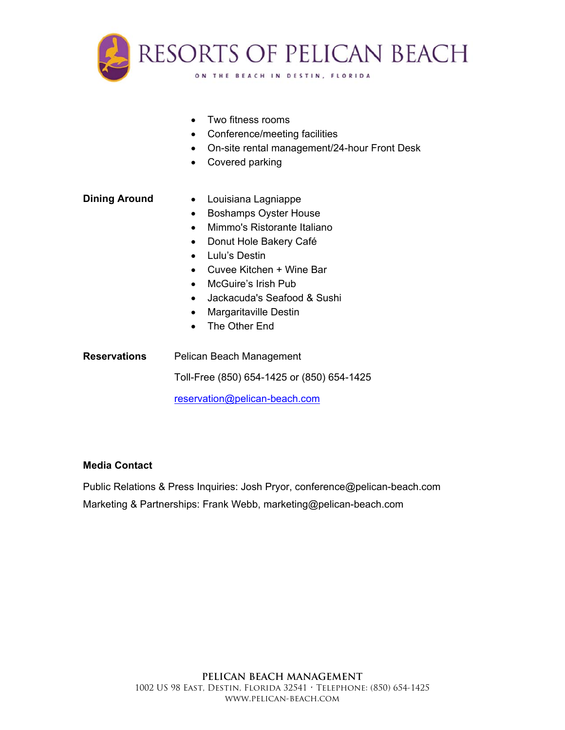- Two fitness rooms
- Conference/meeting facilities
- On-site rental management/24-hour Front Desk
- Covered parking

**Dining Around**

- Louisiana Lagniappe
- Boshamps Oyster House
- Mimmo's Ristorante Italiano
- Donut Hole Bakery Café
- Lulu's Destin
- Cuvee Kitchen + Wine Bar
- McGuire's Irish Pub
- Jackacuda's Seafood & Sushi
- Margaritaville Destin
- The Other End

**Reservations**

Pelican Beach Management

Toll-Free (850) 654-1425 or (850) 654-1425

reservation@pelican-beach.com

**Media Contact**

Public Relations & Press Inquiries: Josh Pryor, conference@pelican-beach.com

Marketing & Partnerships: Frank Webb, marketing@pelican-beach.com